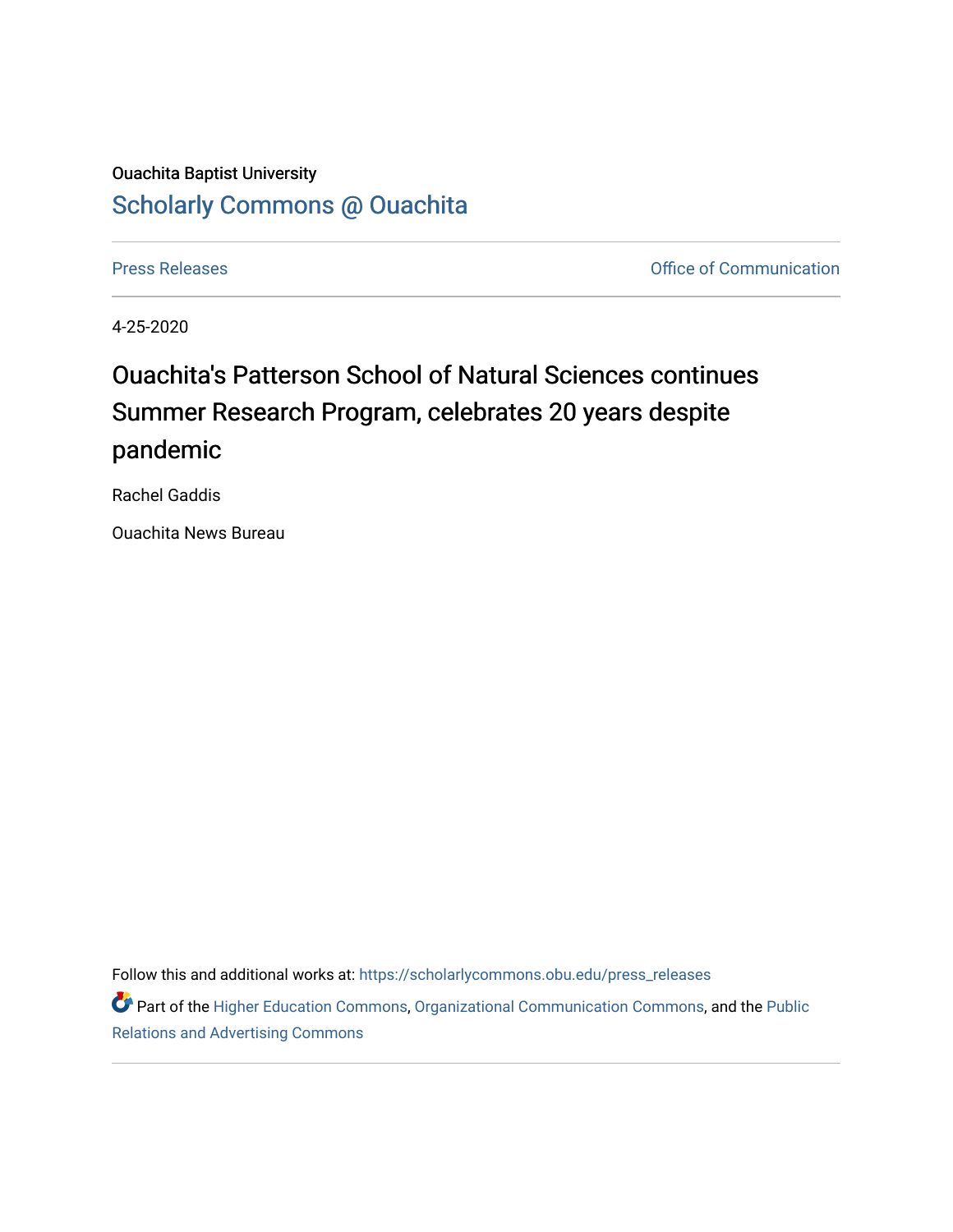Ouachita Baptist University

# Scholarly Commons @ Ouachita

Press Releases | Office of Communication

4-25-2020

## Ouachita's Patterson School of Natural Sciences continues Summer Research Program, celebrates 20 years despite pandemic

Rachel Gaddis

Ouachita News Bureau

Follow this and additional works at: https://scholarlycommons.obu.edu/press_releases

Part of the Higher Education Commons, Organizational Communication Commons, and the Public Relations and Advertising Commons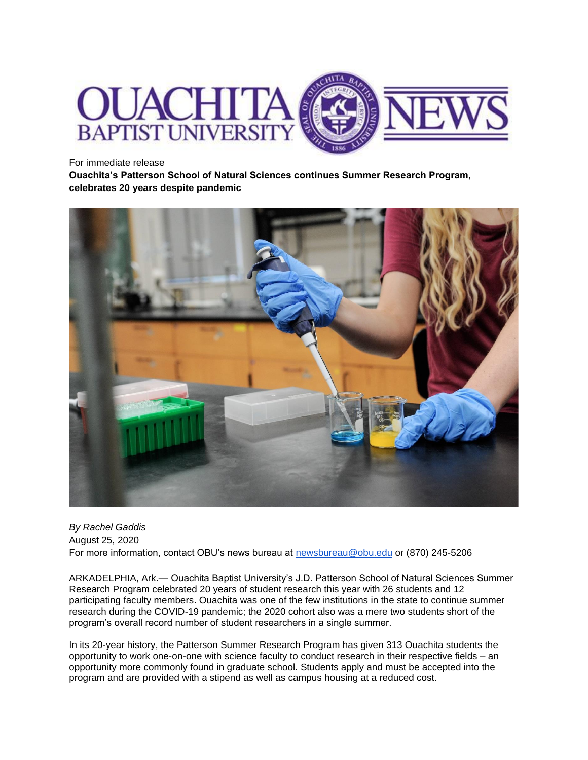For immediate release

**Ouachita's Patterson School of Natural Sciences continues Summer Research Program, celebrates 20 years despite pandemic**

*By Rachel Gaddis*

August 25, 2020

For more information, contact OBU's news bureau at newsbureau@obu.edu or (870) 245-5206

ARKADELPHIA, Ark.— Ouachita Baptist University's J.D. Patterson School of Natural Sciences Summer Research Program celebrated 20 years of student research this year with 26 students and 12 participating faculty members. Ouachita was one of the few institutions in the state to continue summer research during the COVID-19 pandemic; the 2020 cohort also was a mere two students short of the program's overall record number of student researchers in a single summer.

In its 20-year history, the Patterson Summer Research Program has given 313 Ouachita students the opportunity to work one-on-one with science faculty to conduct research in their respective fields – an opportunity more commonly found in graduate school. Students apply and must be accepted into the program and are provided with a stipend as well as campus housing at a reduced cost.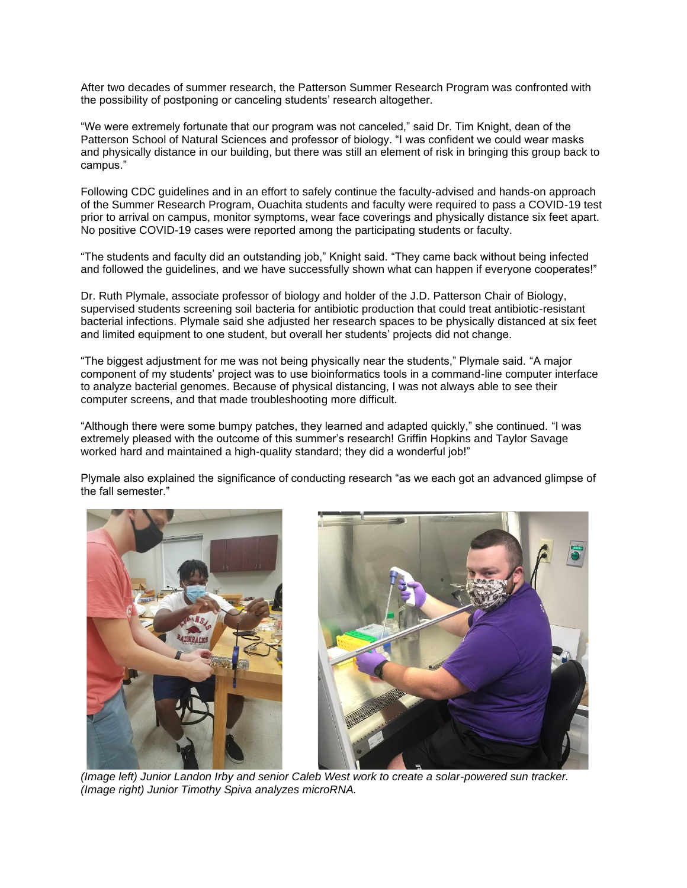After two decades of summer research, the Patterson Summer Research Program was confronted with the possibility of postponing or canceling students' research altogether.

"We were extremely fortunate that our program was not canceled," said Dr. Tim Knight, dean of the Patterson School of Natural Sciences and professor of biology. "I was confident we could wear masks and physically distance in our building, but there was still an element of risk in bringing this group back to campus."

Following CDC guidelines and in an effort to safely continue the faculty-advised and hands-on approach of the Summer Research Program, Ouachita students and faculty were required to pass a COVID-19 test prior to arrival on campus, monitor symptoms, wear face coverings and physically distance six feet apart. No positive COVID-19 cases were reported among the participating students or faculty.

"The students and faculty did an outstanding job," Knight said. "They came back without being infected and followed the guidelines, and we have successfully shown what can happen if everyone cooperates!"

Dr. Ruth Plymale, associate professor of biology and holder of the J.D. Patterson Chair of Biology, supervised students screening soil bacteria for antibiotic production that could treat antibiotic-resistant bacterial infections. Plymale said she adjusted her research spaces to be physically distanced at six feet and limited equipment to one student, but overall her students' projects did not change.

"The biggest adjustment for me was not being physically near the students," Plymale said. "A major component of my students' project was to use bioinformatics tools in a command-line computer interface to analyze bacterial genomes. Because of physical distancing, I was not always able to see their computer screens, and that made troubleshooting more difficult.

"Although there were some bumpy patches, they learned and adapted quickly," she continued. "I was extremely pleased with the outcome of this summer's research! Griffin Hopkins and Taylor Savage worked hard and maintained a high-quality standard; they did a wonderful job!"

Plymale also explained the significance of conducting research "as we each got an advanced glimpse of the fall semester."

*(Image left) Junior Landon Irby and senior Caleb West work to create a solar-powered sun tracker. (Image right) Junior Timothy Spiva analyzes microRNA.*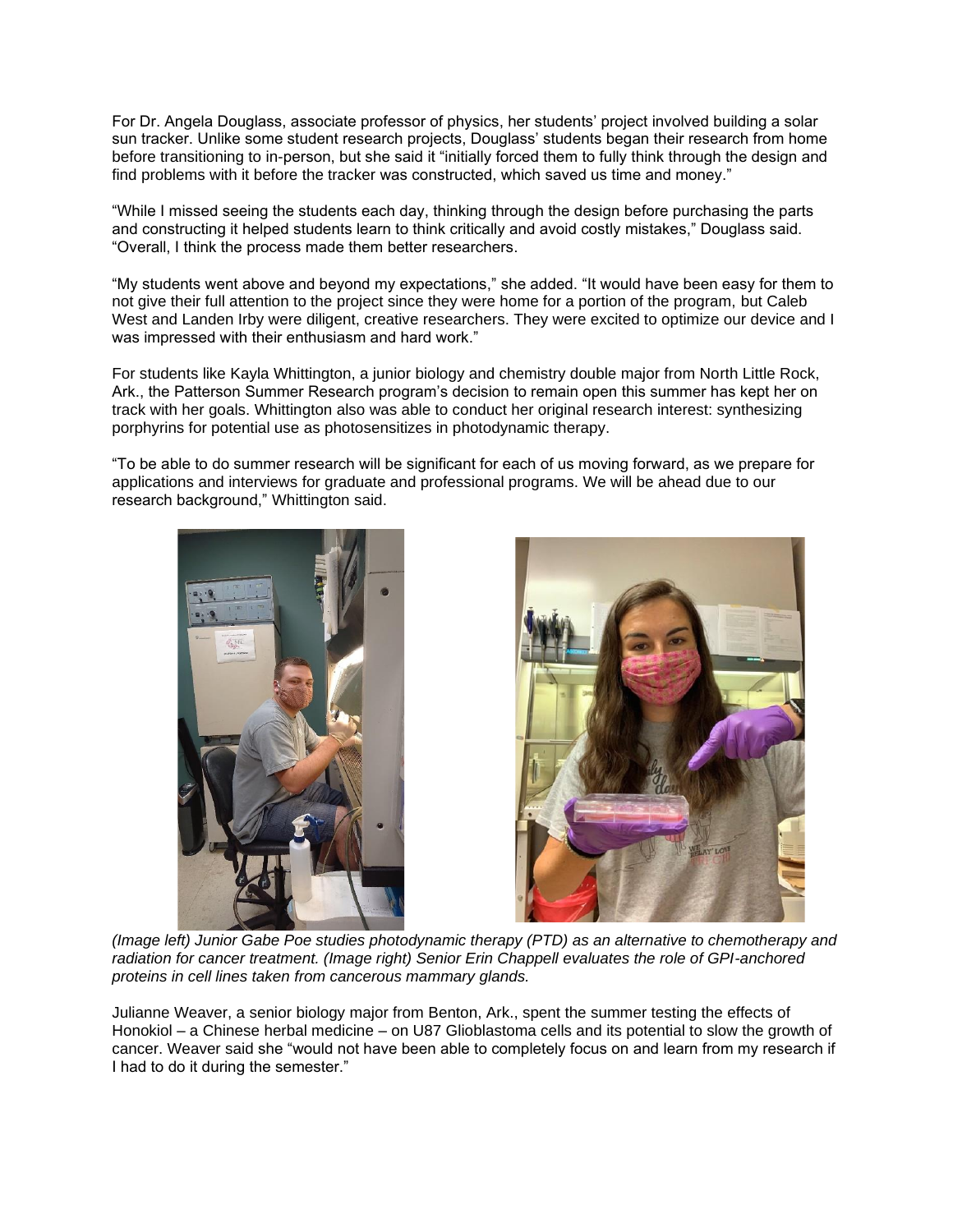For Dr. Angela Douglass, associate professor of physics, her students' project involved building a solar sun tracker. Unlike some student research projects, Douglass' students began their research from home before transitioning to in-person, but she said it "initially forced them to fully think through the design and find problems with it before the tracker was constructed, which saved us time and money."

"While I missed seeing the students each day, thinking through the design before purchasing the parts and constructing it helped students learn to think critically and avoid costly mistakes," Douglass said. "Overall, I think the process made them better researchers.

"My students went above and beyond my expectations," she added. "It would have been easy for them to not give their full attention to the project since they were home for a portion of the program, but Caleb West and Landen Irby were diligent, creative researchers. They were excited to optimize our device and I was impressed with their enthusiasm and hard work."

For students like Kayla Whittington, a junior biology and chemistry double major from North Little Rock, Ark., the Patterson Summer Research program's decision to remain open this summer has kept her on track with her goals. Whittington also was able to conduct her original research interest: synthesizing porphyrins for potential use as photosensitizes in photodynamic therapy.

"To be able to do summer research will be significant for each of us moving forward, as we prepare for applications and interviews for graduate and professional programs. We will be ahead due to our research background," Whittington said.

*(Image left) Junior Gabe Poe studies photodynamic therapy (PTD) as an alternative to chemotherapy and radiation for cancer treatment. (Image right) Senior Erin Chappell evaluates the role of GPI-anchored proteins in cell lines taken from cancerous mammary glands.*

Julianne Weaver, a senior biology major from Benton, Ark., spent the summer testing the effects of Honokiol – a Chinese herbal medicine – on U87 Glioblastoma cells and its potential to slow the growth of cancer. Weaver said she "would not have been able to completely focus on and learn from my research if I had to do it during the semester."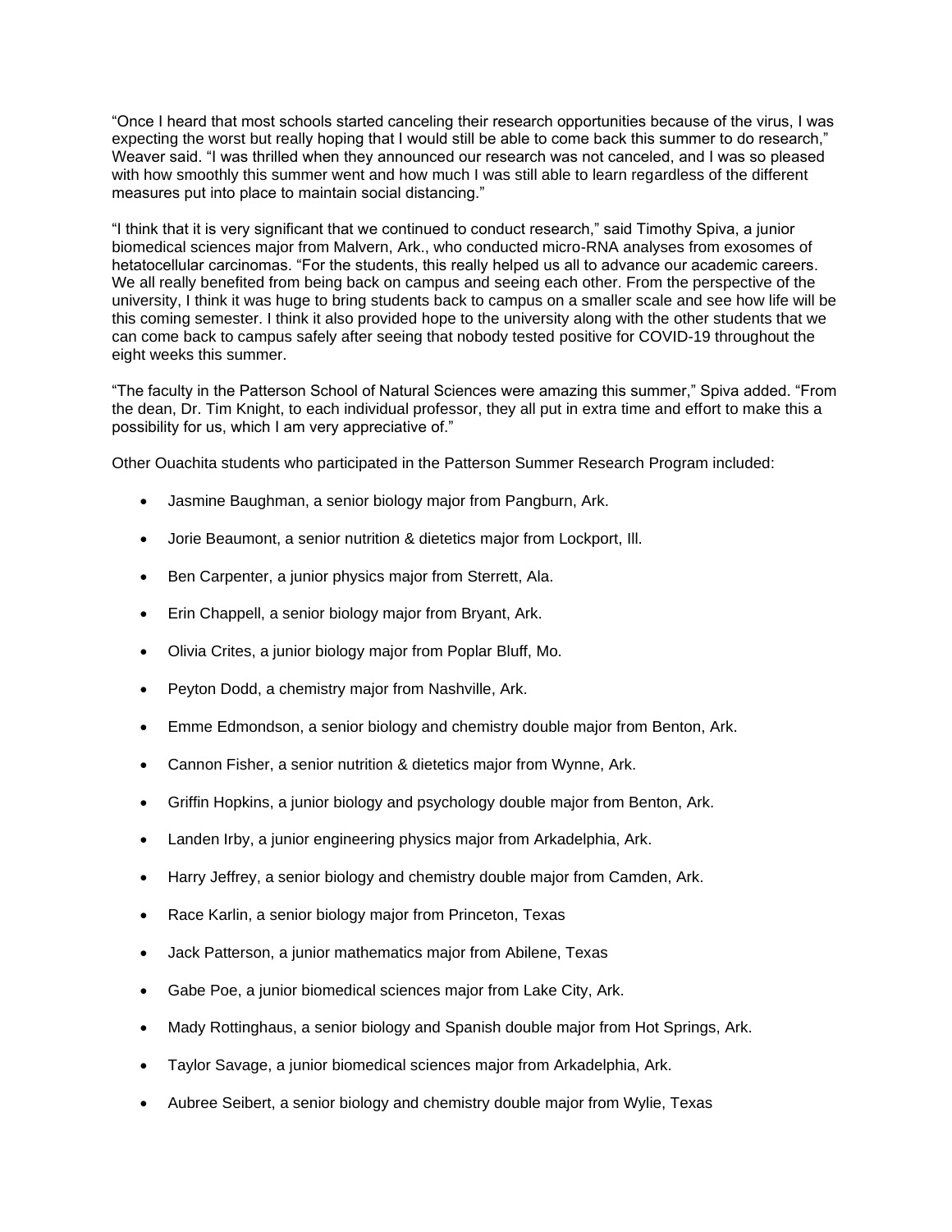"Once I heard that most schools started canceling their research opportunities because of the virus, I was expecting the worst but really hoping that I would still be able to come back this summer to do research," Weaver said. "I was thrilled when they announced our research was not canceled, and I was so pleased with how smoothly this summer went and how much I was still able to learn regardless of the different measures put into place to maintain social distancing."

"I think that it is very significant that we continued to conduct research," said Timothy Spiva, a junior biomedical sciences major from Malvern, Ark., who conducted micro-RNA analyses from exosomes of hetatocellular carcinomas. "For the students, this really helped us all to advance our academic careers. We all really benefited from being back on campus and seeing each other. From the perspective of the university, I think it was huge to bring students back to campus on a smaller scale and see how life will be this coming semester. I think it also provided hope to the university along with the other students that we can come back to campus safely after seeing that nobody tested positive for COVID-19 throughout the eight weeks this summer.

"The faculty in the Patterson School of Natural Sciences were amazing this summer," Spiva added. "From the dean, Dr. Tim Knight, to each individual professor, they all put in extra time and effort to make this a possibility for us, which I am very appreciative of."

Other Ouachita students who participated in the Patterson Summer Research Program included:

- Jasmine Baughman, a senior biology major from Pangburn, Ark.
- Jorie Beaumont, a senior nutrition & dietetics major from Lockport, Ill.
- Ben Carpenter, a junior physics major from Sterrett, Ala.
- Erin Chappell, a senior biology major from Bryant, Ark.
- Olivia Crites, a junior biology major from Poplar Bluff, Mo.
- Peyton Dodd, a chemistry major from Nashville, Ark.
- Emme Edmondson, a senior biology and chemistry double major from Benton, Ark.
- Cannon Fisher, a senior nutrition & dietetics major from Wynne, Ark.
- Griffin Hopkins, a junior biology and psychology double major from Benton, Ark.
- Landen Irby, a junior engineering physics major from Arkadelphia, Ark.
- Harry Jeffrey, a senior biology and chemistry double major from Camden, Ark.
- Race Karlin, a senior biology major from Princeton, Texas
- Jack Patterson, a junior mathematics major from Abilene, Texas
- Gabe Poe, a junior biomedical sciences major from Lake City, Ark.
- Mady Rottinghaus, a senior biology and Spanish double major from Hot Springs, Ark.
- Taylor Savage, a junior biomedical sciences major from Arkadelphia, Ark.
- Aubree Seibert, a senior biology and chemistry double major from Wylie, Texas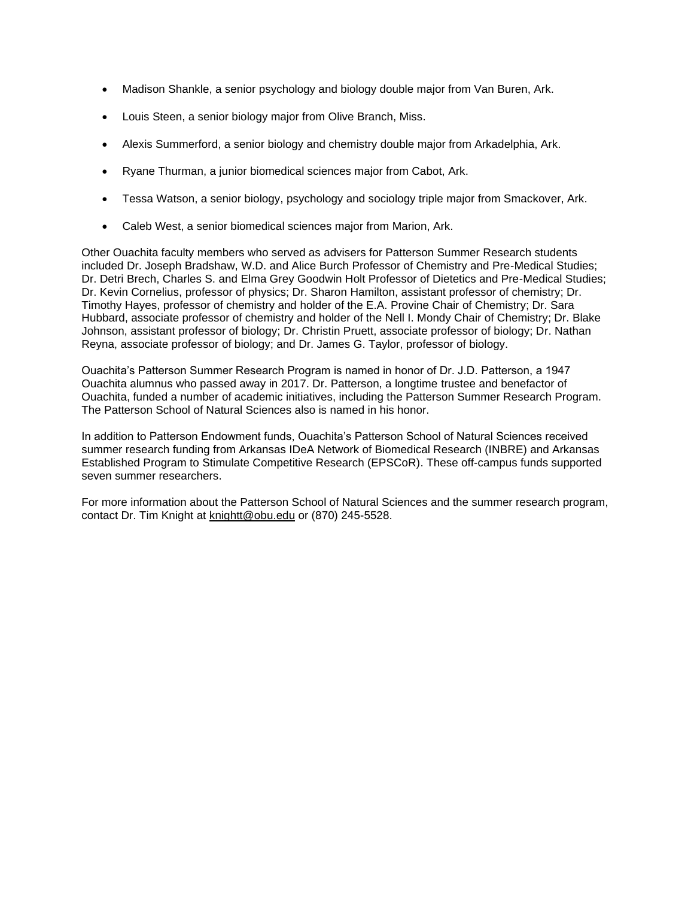- Madison Shankle, a senior psychology and biology double major from Van Buren, Ark.
- Louis Steen, a senior biology major from Olive Branch, Miss.
- Alexis Summerford, a senior biology and chemistry double major from Arkadelphia, Ark.
- Ryane Thurman, a junior biomedical sciences major from Cabot, Ark.
- Tessa Watson, a senior biology, psychology and sociology triple major from Smackover, Ark.
- Caleb West, a senior biomedical sciences major from Marion, Ark.

Other Ouachita faculty members who served as advisers for Patterson Summer Research students included Dr. Joseph Bradshaw, W.D. and Alice Burch Professor of Chemistry and Pre-Medical Studies; Dr. Detri Brech, Charles S. and Elma Grey Goodwin Holt Professor of Dietetics and Pre-Medical Studies; Dr. Kevin Cornelius, professor of physics; Dr. Sharon Hamilton, assistant professor of chemistry; Dr. Timothy Hayes, professor of chemistry and holder of the E.A. Provine Chair of Chemistry; Dr. Sara Hubbard, associate professor of chemistry and holder of the Nell I. Mondy Chair of Chemistry; Dr. Blake Johnson, assistant professor of biology; Dr. Christin Pruett, associate professor of biology; Dr. Nathan Reyna, associate professor of biology; and Dr. James G. Taylor, professor of biology.

Ouachita's Patterson Summer Research Program is named in honor of Dr. J.D. Patterson, a 1947 Ouachita alumnus who passed away in 2017. Dr. Patterson, a longtime trustee and benefactor of Ouachita, funded a number of academic initiatives, including the Patterson Summer Research Program. The Patterson School of Natural Sciences also is named in his honor.

In addition to Patterson Endowment funds, Ouachita's Patterson School of Natural Sciences received summer research funding from Arkansas IDeA Network of Biomedical Research (INBRE) and Arkansas Established Program to Stimulate Competitive Research (EPSCoR). These off-campus funds supported seven summer researchers.

For more information about the Patterson School of Natural Sciences and the summer research program, contact Dr. Tim Knight at knightt@obu.edu or (870) 245-5528.